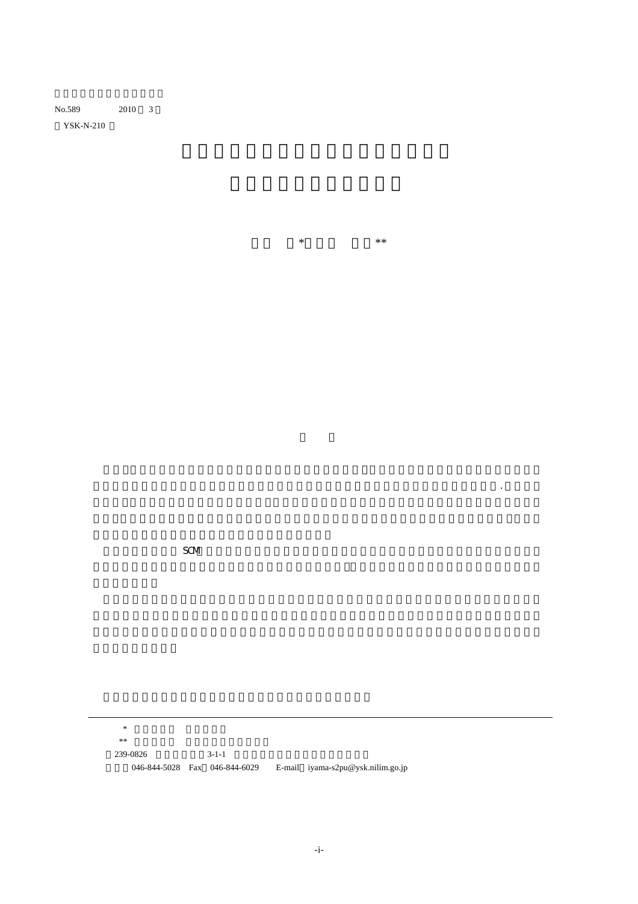No.589 2010 3

YSK-N-210

\* \*\*

SCM

\*

\*\*

239-0826 3-1-1

046-844-5028 Fax 046-844-6029 E-mail iyama-s2pu@ysk.nilim.go.jp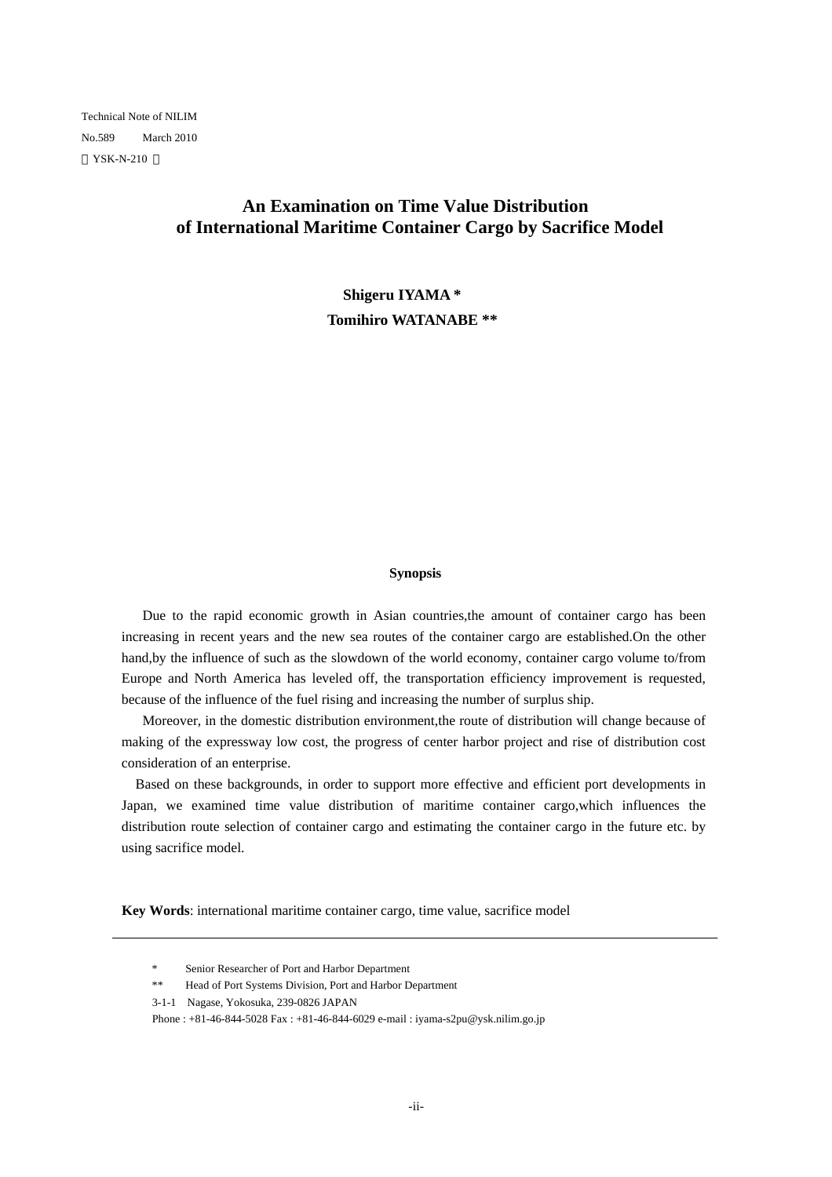Technical Note of NILIM

No.589　　March 2010

（YSK-N-210 ）

# An Examination on Time Value Distribution of International Maritime Container Cargo by Sacrifice Model

**Shigeru IYAMA \***

**Tomihiro WATANABE \*\***

**Synopsis**

Due to the rapid economic growth in Asian countries,the amount of container cargo has been increasing in recent years and the new sea routes of the container cargo are established.On the other hand,by the influence of such as the slowdown of the world economy, container cargo volume to/from Europe and North America has leveled off, the transportation efficiency improvement is requested, because of the influence of the fuel rising and increasing the number of surplus ship.

Moreover, in the domestic distribution environment,the route of distribution will change because of making of the expressway low cost, the progress of center harbor project and rise of distribution cost consideration of an enterprise.

Based on these backgrounds, in order to support more effective and efficient port developments in Japan, we examined time value distribution of maritime container cargo,which influences the distribution route selection of container cargo and estimating the container cargo in the future etc. by using sacrifice model.

**Key Words**: international maritime container cargo, time value, sacrifice model

---

\* Senior Researcher of Port and Harbor Department

\*\* Head of Port Systems Division, Port and Harbor Department

3-1-1 Nagase, Yokosuka, 239-0826 JAPAN

Phone : +81-46-844-5028 Fax : +81-46-844-6029 e-mail : iyama-s2pu@ysk.nilim.go.jp